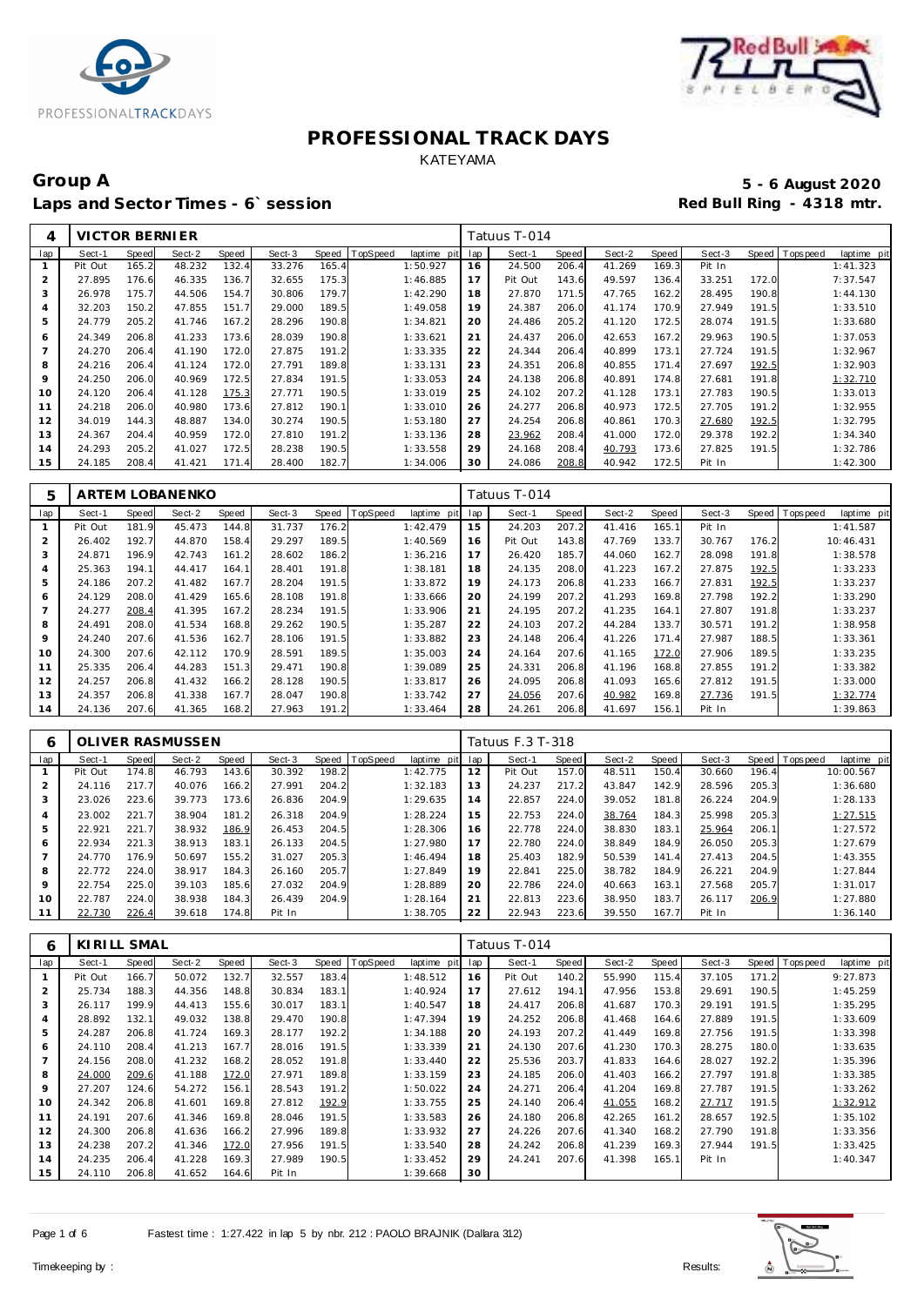# PROFESSIONAL TRACK DAYS

KATEYAMA

## Group A

**5 - 6 August 2020**

**Laps and Sector Times - 6` session**

**Red Bull Ring - 4318 mtr.**

| 4 | VICTOR BERNIER | | | | | | | | Tatuus T-014 | | | | | | | | |
|---|---|---|---|---|---|---|---|---|---|---|---|---|---|---|---|---|---|
| lap | Sect-1 | Speed | Sect-2 | Speed | Sect-3 | Speed | TopSpeed | laptime pit | lap | Sect-1 | Speed | Sect-2 | Speed | Sect-3 | Speed | Topspeed | laptime pit |
| 1 | Pit Out | 165.2 | 48.232 | 132.4 | 33.276 | 165.4 | | 1:50.927 | 16 | 24.500 | 206.4 | 41.269 | 169.3 | Pit In | | | 1:41.323 |
| 2 | 27.895 | 176.6 | 46.335 | 136.7 | 32.655 | 175.3 | | 1:46.885 | 17 | Pit Out | 143.6 | 49.597 | 136.4 | 33.251 | 172.0 | | 7:37.547 |
| 3 | 26.978 | 175.7 | 44.506 | 154.7 | 30.806 | 179.7 | | 1:42.290 | 18 | 27.870 | 171.5 | 47.765 | 162.2 | 28.495 | 190.8 | | 1:44.130 |
| 4 | 32.203 | 150.2 | 47.855 | 151.7 | 29.000 | 189.5 | | 1:49.058 | 19 | 24.387 | 206.0 | 41.174 | 170.9 | 27.949 | 191.5 | | 1:33.510 |
| 5 | 24.779 | 205.2 | 41.746 | 167.2 | 28.296 | 190.8 | | 1:34.821 | 20 | 24.486 | 205.2 | 41.120 | 172.5 | 28.074 | 191.5 | | 1:33.680 |
| 6 | 24.349 | 206.8 | 41.233 | 173.6 | 28.039 | 190.8 | | 1:33.621 | 21 | 24.437 | 206.0 | 42.653 | 167.2 | 29.963 | 190.5 | | 1:37.053 |
| 7 | 24.270 | 206.4 | 41.190 | 172.0 | 27.875 | 191.2 | | 1:33.335 | 22 | 24.344 | 206.4 | 40.899 | 173.1 | 27.724 | 191.5 | | 1:32.967 |
| 8 | 24.216 | 206.4 | 41.124 | 172.0 | 27.791 | 189.8 | | 1:33.131 | 23 | 24.351 | 206.8 | 40.855 | 171.4 | 27.697 | 192.5 | | 1:32.903 |
| 9 | 24.250 | 206.0 | 40.969 | 172.5 | 27.834 | 191.5 | | 1:33.053 | 24 | 24.138 | 206.8 | 40.891 | 174.8 | 27.681 | 191.8 | | 1:32.710 |
| 10 | 24.120 | 206.4 | 41.128 | 175.3 | 27.771 | 190.5 | | 1:33.019 | 25 | 24.102 | 207.2 | 41.128 | 173.1 | 27.783 | 190.5 | | 1:33.013 |
| 11 | 24.218 | 206.0 | 40.980 | 173.6 | 27.812 | 190.1 | | 1:33.010 | 26 | 24.277 | 206.8 | 40.973 | 172.5 | 27.705 | 191.2 | | 1:32.955 |
| 12 | 34.019 | 144.3 | 48.887 | 134.0 | 30.274 | 190.5 | | 1:53.180 | 27 | 24.254 | 206.8 | 40.861 | 170.3 | 27.680 | 192.5 | | 1:32.795 |
| 13 | 24.367 | 204.4 | 40.959 | 172.0 | 27.810 | 191.2 | | 1:33.136 | 28 | 23.962 | 208.4 | 41.000 | 172.0 | 29.378 | 192.2 | | 1:34.340 |
| 14 | 24.293 | 205.2 | 41.027 | 172.5 | 28.238 | 190.5 | | 1:33.558 | 29 | 24.168 | 208.4 | 40.793 | 173.6 | 27.825 | 191.5 | | 1:32.786 |
| 15 | 24.185 | 208.4 | 41.421 | 171.4 | 28.400 | 182.7 | | 1:34.006 | 30 | 24.086 | 208.8 | 40.942 | 172.5 | Pit In | | | 1:42.300 |

| 5 | ARTEM LOBANENKO | | | | | | | | Tatuus T-014 | | | | | | | | |
|---|---|---|---|---|---|---|---|---|---|---|---|---|---|---|---|---|---|
| lap | Sect-1 | Speed | Sect-2 | Speed | Sect-3 | Speed | TopSpeed | laptime pit | lap | Sect-1 | Speed | Sect-2 | Speed | Sect-3 | Speed | Topspeed | laptime pit |
| 1 | Pit Out | 181.9 | 45.473 | 144.8 | 31.737 | 176.2 | | 1:42.479 | 15 | 24.203 | 207.2 | 41.416 | 165.1 | Pit In | | | 1:41.587 |
| 2 | 26.402 | 192.7 | 44.870 | 158.4 | 29.297 | 189.5 | | 1:40.569 | 16 | Pit Out | 143.8 | 47.769 | 133.7 | 30.767 | 176.2 | | 10:46.431 |
| 3 | 24.871 | 196.9 | 42.743 | 161.2 | 28.602 | 186.2 | | 1:36.216 | 17 | 26.420 | 185.7 | 44.060 | 162.7 | 28.098 | 191.8 | | 1:38.578 |
| 4 | 25.363 | 194.1 | 44.417 | 164.1 | 28.401 | 191.8 | | 1:38.181 | 18 | 24.135 | 208.0 | 41.223 | 167.2 | 27.875 | 192.5 | | 1:33.233 |
| 5 | 24.186 | 207.2 | 41.482 | 167.7 | 28.204 | 191.5 | | 1:33.872 | 19 | 24.173 | 206.8 | 41.233 | 166.7 | 27.831 | 192.5 | | 1:33.237 |
| 6 | 24.129 | 208.0 | 41.429 | 165.6 | 28.108 | 191.8 | | 1:33.666 | 20 | 24.199 | 207.2 | 41.293 | 169.8 | 27.798 | 192.2 | | 1:33.290 |
| 7 | 24.277 | 208.4 | 41.395 | 167.2 | 28.234 | 191.5 | | 1:33.906 | 21 | 24.195 | 207.2 | 41.235 | 164.1 | 27.807 | 191.8 | | 1:33.237 |
| 8 | 24.491 | 208.0 | 41.534 | 168.8 | 29.262 | 190.5 | | 1:35.287 | 22 | 24.103 | 207.2 | 44.284 | 133.7 | 30.571 | 191.2 | | 1:38.958 |
| 9 | 24.240 | 207.6 | 41.536 | 162.7 | 28.106 | 191.5 | | 1:33.882 | 23 | 24.148 | 206.4 | 41.226 | 171.4 | 27.987 | 188.5 | | 1:33.361 |
| 10 | 24.300 | 207.6 | 42.112 | 170.9 | 28.591 | 189.5 | | 1:35.003 | 24 | 24.164 | 207.6 | 41.165 | 172.0 | 27.906 | 189.5 | | 1:33.235 |
| 11 | 25.335 | 206.4 | 44.283 | 151.3 | 29.471 | 190.8 | | 1:39.089 | 25 | 24.331 | 206.8 | 41.196 | 168.8 | 27.855 | 191.2 | | 1:33.382 |
| 12 | 24.257 | 206.8 | 41.432 | 166.2 | 28.128 | 190.5 | | 1:33.817 | 26 | 24.095 | 206.8 | 41.093 | 165.6 | 27.812 | 191.5 | | 1:33.000 |
| 13 | 24.357 | 206.8 | 41.338 | 167.7 | 28.047 | 190.8 | | 1:33.742 | 27 | 24.056 | 207.6 | 40.982 | 169.8 | 27.736 | 191.5 | | 1:32.774 |
| 14 | 24.136 | 207.6 | 41.365 | 168.2 | 27.963 | 191.2 | | 1:33.464 | 28 | 24.261 | 206.8 | 41.697 | 156.1 | Pit In | | | 1:39.863 |

| 6 | OLIVER RASMUSSEN | | | | | | | | Tatuus F.3 T-318 | | | | | | | | |
|---|---|---|---|---|---|---|---|---|---|---|---|---|---|---|---|---|---|
| lap | Sect-1 | Speed | Sect-2 | Speed | Sect-3 | Speed | TopSpeed | laptime pit | lap | Sect-1 | Speed | Sect-2 | Speed | Sect-3 | Speed | Topspeed | laptime pit |
| 1 | Pit Out | 174.8 | 46.793 | 143.6 | 30.392 | 198.2 | | 1:42.775 | 12 | Pit Out | 157.0 | 48.511 | 150.4 | 30.660 | 196.4 | | 10:00.567 |
| 2 | 24.116 | 217.7 | 40.076 | 166.2 | 27.991 | 204.2 | | 1:32.183 | 13 | 24.237 | 217.2 | 43.847 | 142.9 | 28.596 | 205.3 | | 1:36.680 |
| 3 | 23.026 | 223.6 | 39.773 | 173.6 | 26.836 | 204.9 | | 1:29.635 | 14 | 22.857 | 224.0 | 39.052 | 181.8 | 26.224 | 204.9 | | 1:28.133 |
| 4 | 23.002 | 221.7 | 38.904 | 181.2 | 26.318 | 204.9 | | 1:28.224 | 15 | 22.753 | 224.0 | 38.764 | 184.3 | 25.998 | 205.3 | | 1:27.515 |
| 5 | 22.921 | 221.7 | 38.932 | 186.9 | 26.453 | 204.5 | | 1:28.306 | 16 | 22.778 | 224.0 | 38.830 | 183.1 | 25.964 | 206.1 | | 1:27.572 |
| 6 | 22.934 | 221.3 | 38.913 | 183.1 | 26.133 | 204.5 | | 1:27.980 | 17 | 22.780 | 224.0 | 38.849 | 184.9 | 26.050 | 205.3 | | 1:27.679 |
| 7 | 24.770 | 176.9 | 50.697 | 155.2 | 31.027 | 205.3 | | 1:46.494 | 18 | 25.403 | 182.9 | 50.539 | 141.4 | 27.413 | 204.5 | | 1:43.355 |
| 8 | 22.772 | 224.0 | 38.917 | 184.3 | 26.160 | 205.7 | | 1:27.849 | 19 | 22.841 | 225.0 | 38.782 | 184.9 | 26.221 | 204.9 | | 1:27.844 |
| 9 | 22.754 | 225.0 | 39.103 | 185.6 | 27.032 | 204.9 | | 1:28.889 | 20 | 22.786 | 224.0 | 40.663 | 163.1 | 27.568 | 205.7 | | 1:31.017 |
| 10 | 22.787 | 224.0 | 38.938 | 184.3 | 26.439 | 204.9 | | 1:28.164 | 21 | 22.813 | 223.6 | 38.950 | 183.7 | 26.117 | 206.9 | | 1:27.880 |
| 11 | 22.730 | 226.4 | 39.618 | 174.8 | Pit In | | | 1:38.705 | 22 | 22.943 | 223.6 | 39.550 | 167.7 | Pit In | | | 1:36.140 |

| 6 | KIRILL SMAL | | | | | | | | Tatuus T-014 | | | | | | | | |
|---|---|---|---|---|---|---|---|---|---|---|---|---|---|---|---|---|---|
| lap | Sect-1 | Speed | Sect-2 | Speed | Sect-3 | Speed | TopSpeed | laptime pit | lap | Sect-1 | Speed | Sect-2 | Speed | Sect-3 | Speed | Topspeed | laptime pit |
| 1 | Pit Out | 166.7 | 50.072 | 132.7 | 32.557 | 183.4 | | 1:48.512 | 16 | Pit Out | 140.2 | 55.990 | 115.4 | 37.105 | 171.2 | | 9:27.873 |
| 2 | 25.734 | 188.3 | 44.356 | 148.8 | 30.834 | 183.1 | | 1:40.924 | 17 | 27.612 | 194.1 | 47.956 | 153.8 | 29.691 | 190.5 | | 1:45.259 |
| 3 | 26.117 | 199.9 | 44.413 | 155.6 | 30.017 | 183.1 | | 1:40.547 | 18 | 24.417 | 206.8 | 41.687 | 170.3 | 29.191 | 191.5 | | 1:35.295 |
| 4 | 28.892 | 132.1 | 49.032 | 138.8 | 29.470 | 190.8 | | 1:47.394 | 19 | 24.252 | 206.8 | 41.468 | 164.6 | 27.889 | 191.5 | | 1:33.609 |
| 5 | 24.287 | 206.8 | 41.724 | 169.3 | 28.177 | 192.2 | | 1:34.188 | 20 | 24.193 | 207.2 | 41.449 | 169.8 | 27.756 | 191.5 | | 1:33.398 |
| 6 | 24.110 | 208.4 | 41.213 | 167.7 | 28.016 | 191.5 | | 1:33.339 | 21 | 24.130 | 207.6 | 41.230 | 170.3 | 28.275 | 180.0 | | 1:33.635 |
| 7 | 24.156 | 208.0 | 41.232 | 168.2 | 28.052 | 191.8 | | 1:33.440 | 22 | 25.536 | 203.7 | 41.833 | 164.6 | 28.027 | 192.2 | | 1:35.396 |
| 8 | 24.000 | 209.6 | 41.188 | 172.0 | 27.971 | 189.8 | | 1:33.159 | 23 | 24.185 | 206.0 | 41.403 | 166.2 | 27.797 | 191.8 | | 1:33.385 |
| 9 | 27.207 | 124.6 | 54.272 | 156.1 | 28.543 | 191.2 | | 1:50.022 | 24 | 24.271 | 206.4 | 41.204 | 169.8 | 27.787 | 191.5 | | 1:33.262 |
| 10 | 24.342 | 206.8 | 41.601 | 169.8 | 27.812 | 192.9 | | 1:33.755 | 25 | 24.140 | 206.4 | 41.055 | 168.2 | 27.717 | 191.5 | | 1:32.912 |
| 11 | 24.191 | 207.6 | 41.346 | 169.8 | 28.046 | 191.5 | | 1:33.583 | 26 | 24.180 | 206.8 | 42.265 | 161.2 | 28.657 | 192.5 | | 1:35.102 |
| 12 | 24.300 | 206.8 | 41.636 | 166.2 | 27.996 | 189.8 | | 1:33.932 | 27 | 24.226 | 207.6 | 41.340 | 168.2 | 27.790 | 191.8 | | 1:33.356 |
| 13 | 24.238 | 207.2 | 41.346 | 172.0 | 27.956 | 191.5 | | 1:33.540 | 28 | 24.242 | 206.8 | 41.239 | 169.3 | 27.944 | 191.5 | | 1:33.425 |
| 14 | 24.235 | 206.4 | 41.228 | 169.3 | 27.989 | 190.5 | | 1:33.452 | 29 | 24.241 | 207.6 | 41.398 | 165.1 | Pit In | | | 1:40.347 |
| 15 | 24.110 | 206.8 | 41.652 | 164.6 | Pit In | | | 1:39.668 | 30 | | | | | | | | |

Fastest time : 1:27.422 in lap 5 by nbr. 212 : PAOLO BRAJNIK (Dallara 312)

Timekeeping by : Results: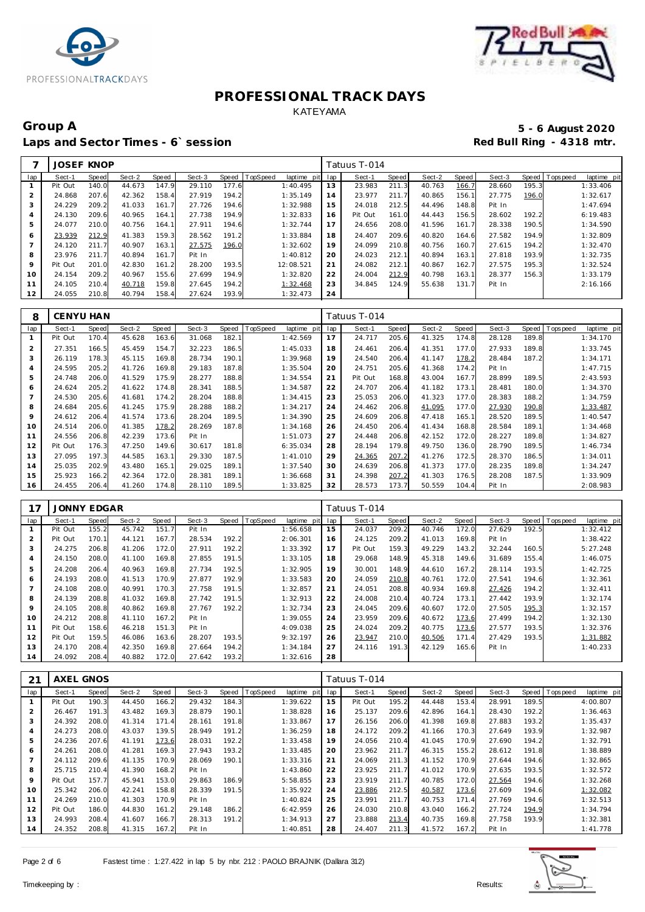# PROFESSIONAL TRACK DAYS

KATEYAMA

## Group A

**Laps and Sector Times - 6` session**

**5 - 6 August 2020**

**Red Bull Ring - 4318 mtr.**

| 7 | JOSEF KNOP | | | | | | | | Tatuus T-014 | | | | | | | | |
|---|---|---|---|---|---|---|---|---|---|---|---|---|---|---|---|---|---|
| lap | Sect-1 | Speed | Sect-2 | Speed | Sect-3 | Speed | TopSpeed | laptime pit | lap | Sect-1 | Speed | Sect-2 | Speed | Sect-3 | Speed | Topspeed | laptime pit |
| 1 | Pit Out | 140.0 | 44.673 | 147.9 | 29.110 | 177.6 | | 1:40.495 | 13 | 23.983 | 211.3 | 40.763 | 166.7 | 28.660 | 195.3 | | 1:33.406 |
| 2 | 24.868 | 207.6 | 42.362 | 158.4 | 27.919 | 194.2 | | 1:35.149 | 14 | 23.977 | 211.7 | 40.865 | 156.1 | 27.775 | 196.0 | | 1:32.617 |
| 3 | 24.229 | 209.2 | 41.033 | 161.7 | 27.726 | 194.6 | | 1:32.988 | 15 | 24.018 | 212.5 | 44.496 | 148.8 | Pit In | | | 1:47.694 |
| 4 | 24.130 | 209.6 | 40.965 | 164.1 | 27.738 | 194.9 | | 1:32.833 | 16 | Pit Out | 161.0 | 44.443 | 156.5 | 28.602 | 192.2 | | 6:19.483 |
| 5 | 24.077 | 210.0 | 40.756 | 164.1 | 27.911 | 194.6 | | 1:32.744 | 17 | 24.656 | 208.0 | 41.596 | 161.7 | 28.338 | 190.5 | | 1:34.590 |
| 6 | 23.939 | 212.9 | 41.383 | 159.3 | 28.562 | 191.2 | | 1:33.884 | 18 | 24.407 | 209.6 | 40.820 | 164.6 | 27.582 | 194.9 | | 1:32.809 |
| 7 | 24.120 | 211.7 | 40.907 | 163.1 | 27.575 | 196.0 | | 1:32.602 | 19 | 24.099 | 210.8 | 40.756 | 160.7 | 27.615 | 194.2 | | 1:32.470 |
| 8 | 23.976 | 211.7 | 40.894 | 161.7 | Pit In | | | 1:40.812 | 20 | 24.023 | 212.1 | 40.894 | 163.1 | 27.818 | 193.9 | | 1:32.735 |
| 9 | Pit Out | 201.0 | 42.830 | 161.2 | 28.200 | 193.5 | | 12:08.521 | 21 | 24.082 | 212.1 | 40.867 | 162.7 | 27.575 | 195.3 | | 1:32.524 |
| 10 | 24.154 | 209.2 | 40.967 | 155.6 | 27.699 | 194.9 | | 1:32.820 | 22 | 24.004 | 212.9 | 40.798 | 163.1 | 28.377 | 156.3 | | 1:33.179 |
| 11 | 24.105 | 210.4 | 40.718 | 159.8 | 27.645 | 194.2 | | 1:32.468 | 23 | 34.845 | 124.9 | 55.638 | 131.7 | Pit In | | | 2:16.166 |
| 12 | 24.055 | 210.8 | 40.794 | 158.4 | 27.624 | 193.9 | | 1:32.473 | 24 | | | | | | | | |

| 8 | CENYU HAN | | | | | | | | Tatuus T-014 | | | | | | | | |
|---|---|---|---|---|---|---|---|---|---|---|---|---|---|---|---|---|---|
| lap | Sect-1 | Speed | Sect-2 | Speed | Sect-3 | Speed | TopSpeed | laptime pit | lap | Sect-1 | Speed | Sect-2 | Speed | Sect-3 | Speed | Topspeed | laptime pit |
| 1 | Pit Out | 170.4 | 45.628 | 163.6 | 31.068 | 182.1 | | 1:42.569 | 17 | 24.717 | 205.6 | 41.325 | 174.8 | 28.128 | 189.8 | | 1:34.170 |
| 2 | 27.351 | 166.5 | 45.459 | 154.7 | 32.223 | 186.5 | | 1:45.033 | 18 | 24.461 | 206.4 | 41.351 | 177.0 | 27.933 | 189.8 | | 1:33.745 |
| 3 | 26.119 | 178.3 | 45.115 | 169.8 | 28.734 | 190.1 | | 1:39.968 | 19 | 24.540 | 206.4 | 41.147 | 178.2 | 28.484 | 187.2 | | 1:34.171 |
| 4 | 24.595 | 205.2 | 41.726 | 169.8 | 29.183 | 187.8 | | 1:35.504 | 20 | 24.751 | 205.6 | 41.368 | 174.2 | Pit In | | | 1:47.715 |
| 5 | 24.748 | 206.0 | 41.529 | 175.9 | 28.277 | 188.8 | | 1:34.554 | 21 | Pit Out | 168.8 | 43.004 | 167.7 | 28.899 | 189.5 | | 2:43.593 |
| 6 | 24.624 | 205.2 | 41.622 | 174.8 | 28.341 | 188.5 | | 1:34.587 | 22 | 24.707 | 206.4 | 41.182 | 173.1 | 28.481 | 180.0 | | 1:34.370 |
| 7 | 24.530 | 205.6 | 41.681 | 174.2 | 28.204 | 188.8 | | 1:34.415 | 23 | 25.053 | 206.0 | 41.323 | 177.0 | 28.383 | 188.2 | | 1:34.759 |
| 8 | 24.684 | 205.6 | 41.245 | 175.9 | 28.288 | 188.2 | | 1:34.217 | 24 | 24.462 | 206.8 | 41.095 | 177.0 | 27.930 | 190.8 | | 1:33.487 |
| 9 | 24.612 | 206.4 | 41.574 | 173.6 | 28.204 | 189.5 | | 1:34.390 | 25 | 24.609 | 206.8 | 47.418 | 165.1 | 28.520 | 189.5 | | 1:40.547 |
| 10 | 24.514 | 206.0 | 41.385 | 178.2 | 28.269 | 187.8 | | 1:34.168 | 26 | 24.450 | 206.4 | 41.434 | 168.8 | 28.584 | 189.1 | | 1:34.468 |
| 11 | 24.556 | 206.8 | 42.239 | 173.6 | Pit In | | | 1:51.073 | 27 | 24.448 | 206.8 | 42.152 | 172.0 | 28.227 | 189.8 | | 1:34.827 |
| 12 | Pit Out | 176.3 | 47.250 | 149.6 | 30.617 | 181.8 | | 6:35.034 | 28 | 28.194 | 179.8 | 49.750 | 136.0 | 28.790 | 189.5 | | 1:46.734 |
| 13 | 27.095 | 197.3 | 44.585 | 163.1 | 29.330 | 187.5 | | 1:41.010 | 29 | 24.365 | 207.2 | 41.276 | 172.5 | 28.370 | 186.5 | | 1:34.011 |
| 14 | 25.035 | 202.9 | 43.480 | 165.1 | 29.025 | 189.1 | | 1:37.540 | 30 | 24.639 | 206.8 | 41.373 | 177.0 | 28.235 | 189.8 | | 1:34.247 |
| 15 | 25.923 | 166.2 | 42.364 | 172.0 | 28.381 | 189.1 | | 1:36.668 | 31 | 24.398 | 207.2 | 41.303 | 176.5 | 28.208 | 187.5 | | 1:33.909 |
| 16 | 24.455 | 206.4 | 41.260 | 174.8 | 28.110 | 189.5 | | 1:33.825 | 32 | 28.573 | 173.7 | 50.559 | 104.4 | Pit In | | | 2:08.983 |

| 17 | JONNY EDGAR | | | | | | | | Tatuus T-014 | | | | | | | | |
|---|---|---|---|---|---|---|---|---|---|---|---|---|---|---|---|---|---|
| lap | Sect-1 | Speed | Sect-2 | Speed | Sect-3 | Speed | TopSpeed | laptime pit | lap | Sect-1 | Speed | Sect-2 | Speed | Sect-3 | Speed | Topspeed | laptime pit |
| 1 | Pit Out | 155.2 | 45.742 | 151.7 | Pit In | | | 1:56.658 | 15 | 24.037 | 209.2 | 40.746 | 172.0 | 27.629 | 192.5 | | 1:32.412 |
| 2 | Pit Out | 170.1 | 44.121 | 167.7 | 28.534 | 192.2 | | 2:06.301 | 16 | 24.125 | 209.2 | 41.013 | 169.8 | Pit In | | | 1:38.422 |
| 3 | 24.275 | 206.8 | 41.206 | 172.0 | 27.911 | 192.2 | | 1:33.392 | 17 | Pit Out | 159.3 | 49.229 | 143.2 | 32.244 | 160.5 | | 5:27.248 |
| 4 | 24.150 | 208.0 | 41.100 | 169.8 | 27.855 | 191.5 | | 1:33.105 | 18 | 29.068 | 148.9 | 45.318 | 149.6 | 31.689 | 155.4 | | 1:46.075 |
| 5 | 24.208 | 206.4 | 40.963 | 169.8 | 27.734 | 192.5 | | 1:32.905 | 19 | 30.001 | 148.9 | 44.610 | 167.2 | 28.114 | 193.5 | | 1:42.725 |
| 6 | 24.193 | 208.0 | 41.513 | 170.9 | 27.877 | 192.9 | | 1:33.583 | 20 | 24.059 | 210.8 | 40.761 | 172.0 | 27.541 | 194.6 | | 1:32.361 |
| 7 | 24.108 | 208.0 | 40.991 | 170.3 | 27.758 | 191.5 | | 1:32.857 | 21 | 24.051 | 208.8 | 40.934 | 169.8 | 27.426 | 194.2 | | 1:32.411 |
| 8 | 24.139 | 208.8 | 41.032 | 169.8 | 27.742 | 191.5 | | 1:32.913 | 22 | 24.008 | 210.4 | 40.724 | 173.1 | 27.442 | 193.9 | | 1:32.174 |
| 9 | 24.105 | 208.8 | 40.862 | 169.8 | 27.767 | 192.2 | | 1:32.734 | 23 | 24.045 | 209.6 | 40.607 | 172.0 | 27.505 | 195.3 | | 1:32.157 |
| 10 | 24.212 | 208.8 | 41.110 | 167.2 | Pit In | | | 1:39.055 | 24 | 23.959 | 209.6 | 40.672 | 173.6 | 27.499 | 194.2 | | 1:32.130 |
| 11 | Pit Out | 158.6 | 46.218 | 151.3 | Pit In | | | 4:09.038 | 25 | 24.024 | 209.2 | 40.775 | 173.6 | 27.577 | 193.5 | | 1:32.376 |
| 12 | Pit Out | 159.5 | 46.086 | 163.6 | 28.207 | 193.5 | | 9:32.197 | 26 | 23.947 | 210.0 | 40.506 | 171.4 | 27.429 | 193.5 | | 1:31.882 |
| 13 | 24.170 | 208.4 | 42.350 | 169.8 | 27.664 | 194.2 | | 1:34.184 | 27 | 24.116 | 191.3 | 42.129 | 165.6 | Pit In | | | 1:40.233 |
| 14 | 24.092 | 208.4 | 40.882 | 172.0 | 27.642 | 193.2 | | 1:32.616 | 28 | | | | | | | | |

| 21 | AXEL GNOS | | | | | | | | Tatuus T-014 | | | | | | | | |
|---|---|---|---|---|---|---|---|---|---|---|---|---|---|---|---|---|---|
| lap | Sect-1 | Speed | Sect-2 | Speed | Sect-3 | Speed | TopSpeed | laptime pit | lap | Sect-1 | Speed | Sect-2 | Speed | Sect-3 | Speed | Topspeed | laptime pit |
| 1 | Pit Out | 190.3 | 44.450 | 166.2 | 29.432 | 184.3 | | 1:39.622 | 15 | Pit Out | 195.2 | 44.448 | 153.4 | 28.991 | 189.5 | | 4:00.807 |
| 2 | 26.467 | 191.3 | 43.482 | 169.3 | 28.879 | 190.1 | | 1:38.828 | 16 | 25.137 | 209.6 | 42.896 | 164.1 | 28.430 | 192.2 | | 1:36.463 |
| 3 | 24.392 | 208.0 | 41.314 | 171.4 | 28.161 | 191.8 | | 1:33.867 | 17 | 26.156 | 206.0 | 41.398 | 169.8 | 27.883 | 193.2 | | 1:35.437 |
| 4 | 24.273 | 208.0 | 43.037 | 139.5 | 28.949 | 191.2 | | 1:36.259 | 18 | 24.172 | 209.2 | 41.166 | 170.3 | 27.649 | 193.9 | | 1:32.987 |
| 5 | 24.236 | 207.6 | 41.191 | 173.6 | 28.031 | 192.2 | | 1:33.458 | 19 | 24.056 | 210.4 | 41.045 | 170.9 | 27.690 | 194.2 | | 1:32.791 |
| 6 | 24.261 | 208.0 | 41.281 | 169.3 | 27.943 | 193.2 | | 1:33.485 | 20 | 23.962 | 211.7 | 46.315 | 155.2 | 28.612 | 191.8 | | 1:38.889 |
| 7 | 24.112 | 209.6 | 41.135 | 170.9 | 28.069 | 190.1 | | 1:33.316 | 21 | 24.069 | 211.3 | 41.152 | 170.9 | 27.644 | 194.6 | | 1:32.865 |
| 8 | 25.715 | 210.4 | 41.390 | 168.2 | Pit In | | | 1:43.860 | 22 | 23.925 | 211.7 | 41.012 | 170.9 | 27.635 | 193.5 | | 1:32.572 |
| 9 | Pit Out | 157.7 | 45.941 | 153.0 | 29.863 | 186.9 | | 5:58.855 | 23 | 23.919 | 211.7 | 40.785 | 172.0 | 27.564 | 194.6 | | 1:32.268 |
| 10 | 25.342 | 206.0 | 42.241 | 158.8 | 28.339 | 191.5 | | 1:35.922 | 24 | 23.886 | 212.5 | 40.587 | 173.6 | 27.609 | 194.6 | | 1:32.082 |
| 11 | 24.269 | 210.0 | 41.303 | 170.9 | Pit In | | | 1:40.824 | 25 | 23.991 | 211.7 | 40.753 | 171.4 | 27.769 | 194.6 | | 1:32.513 |
| 12 | Pit Out | 186.0 | 44.830 | 161.2 | 29.148 | 186.2 | | 6:42.959 | 26 | 24.030 | 210.8 | 43.040 | 166.2 | 27.724 | 194.9 | | 1:34.794 |
| 13 | 24.993 | 208.4 | 41.607 | 166.7 | 28.313 | 191.2 | | 1:34.913 | 27 | 23.888 | 213.4 | 40.735 | 169.8 | 27.758 | 193.9 | | 1:32.381 |
| 14 | 24.352 | 208.8 | 41.315 | 167.2 | Pit In | | | 1:40.851 | 28 | 24.407 | 211.3 | 41.572 | 167.2 | Pit In | | | 1:41.778 |

Fastest time : 1:27.422 in lap 5 by nbr. 212 : PAOLO BRAJNIK (Dallara 312)

Timekeeping by : Results: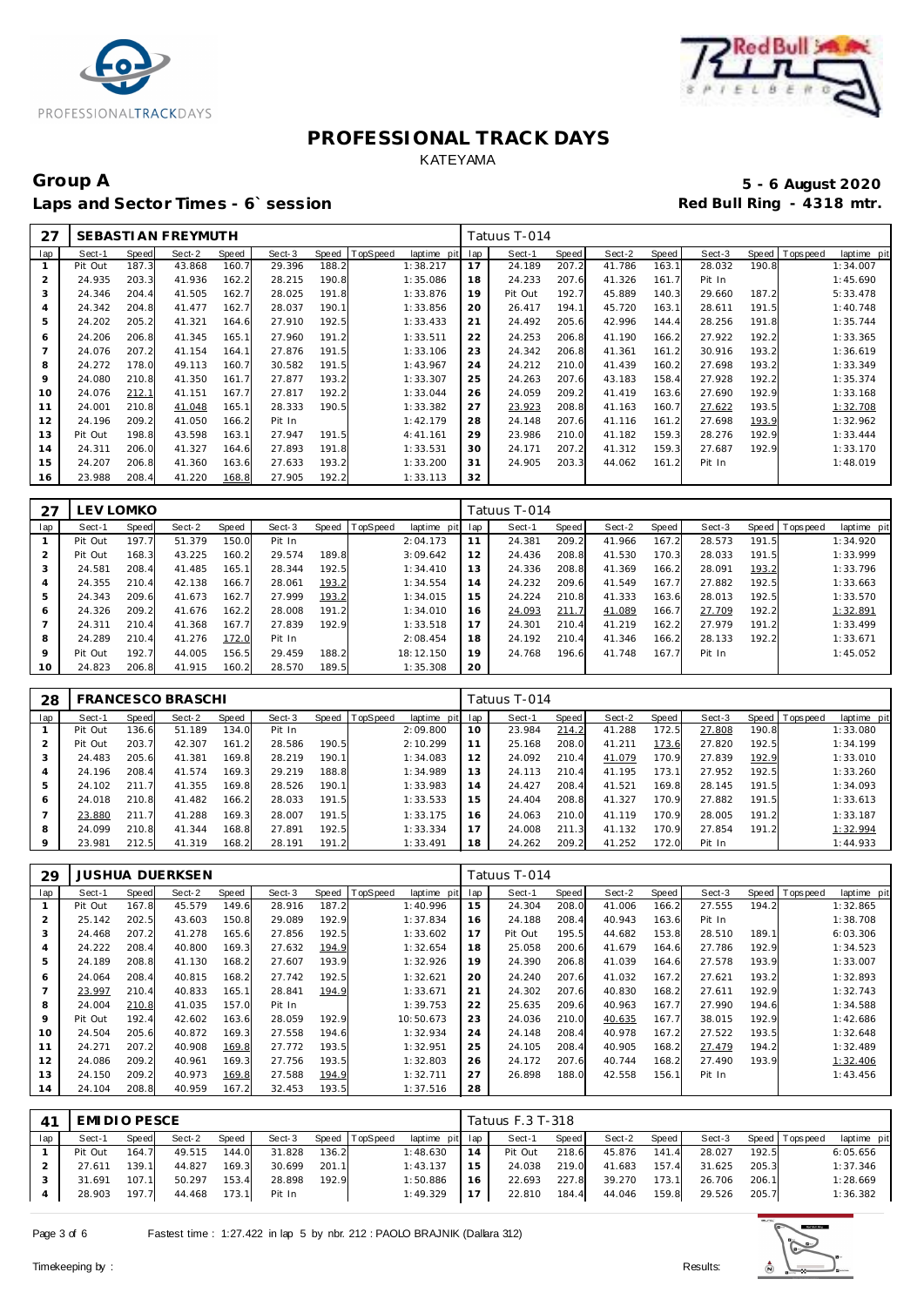# PROFESSIONAL TRACK DAYS

KATEYAMA

**Group A** **5 - 6 August 2020**

**Laps and Sector Times - 6` session** **Red Bull Ring - 4318 mtr.**

| 27 | SEBASTIAN FREYMUTH | | | | | | | | Tatuus T-014 | | | | | | | | |
|---|---|---|---|---|---|---|---|---|---|---|---|---|---|---|---|---|---|
| lap | Sect-1 | Speed | Sect-2 | Speed | Sect-3 | Speed | TopSpeed | laptime pit | lap | Sect-1 | Speed | Sect-2 | Speed | Sect-3 | Speed | Topspeed | laptime pit |
| 1 | Pit Out | 187.3 | 43.868 | 160.7 | 29.396 | 188.2 | | 1:38.217 | 17 | 24.189 | 207.2 | 41.786 | 163.1 | 28.032 | 190.8 | | 1:34.007 |
| 2 | 24.935 | 203.3 | 41.936 | 162.2 | 28.215 | 190.8 | | 1:35.086 | 18 | 24.233 | 207.6 | 41.326 | 161.7 | Pit In | | | 1:45.690 |
| 3 | 24.346 | 204.4 | 41.505 | 162.7 | 28.025 | 191.8 | | 1:33.876 | 19 | Pit Out | 192.7 | 45.889 | 140.3 | 29.660 | 187.2 | | 5:33.478 |
| 4 | 24.342 | 204.8 | 41.477 | 162.7 | 28.037 | 190.1 | | 1:33.856 | 20 | 26.417 | 194.1 | 45.720 | 163.1 | 28.611 | 191.5 | | 1:40.748 |
| 5 | 24.202 | 205.2 | 41.321 | 164.6 | 27.910 | 192.5 | | 1:33.433 | 21 | 24.492 | 205.6 | 42.996 | 144.4 | 28.256 | 191.8 | | 1:35.744 |
| 6 | 24.206 | 206.8 | 41.345 | 165.1 | 27.960 | 191.2 | | 1:33.511 | 22 | 24.253 | 206.8 | 41.190 | 166.2 | 27.922 | 192.2 | | 1:33.365 |
| 7 | 24.076 | 207.2 | 41.154 | 164.1 | 27.876 | 191.5 | | 1:33.106 | 23 | 24.342 | 206.8 | 41.361 | 161.2 | 30.916 | 193.2 | | 1:36.619 |
| 8 | 24.272 | 178.0 | 49.113 | 160.7 | 30.582 | 191.5 | | 1:43.967 | 24 | 24.212 | 210.0 | 41.439 | 160.2 | 27.698 | 193.2 | | 1:33.349 |
| 9 | 24.080 | 210.8 | 41.350 | 161.7 | 27.877 | 193.2 | | 1:33.307 | 25 | 24.263 | 207.6 | 43.183 | 158.4 | 27.928 | 192.2 | | 1:35.374 |
| 10 | 24.076 | 212.1 | 41.151 | 167.7 | 27.817 | 192.2 | | 1:33.044 | 26 | 24.059 | 209.2 | 41.419 | 163.6 | 27.690 | 192.9 | | 1:33.168 |
| 11 | 24.001 | 210.8 | 41.048 | 165.1 | 28.333 | 190.5 | | 1:33.382 | 27 | 23.923 | 208.8 | 41.163 | 160.7 | 27.622 | 193.5 | | 1:32.708 |
| 12 | 24.196 | 209.2 | 41.050 | 166.2 | Pit In | | | 1:42.179 | 28 | 24.148 | 207.6 | 41.116 | 161.2 | 27.698 | 193.9 | | 1:32.962 |
| 13 | Pit Out | 198.8 | 43.598 | 163.1 | 27.947 | 191.5 | | 4:41.161 | 29 | 23.986 | 210.0 | 41.182 | 159.3 | 28.276 | 192.9 | | 1:33.444 |
| 14 | 24.311 | 206.0 | 41.327 | 164.6 | 27.893 | 191.8 | | 1:33.531 | 30 | 24.171 | 207.2 | 41.312 | 159.3 | 27.687 | 192.9 | | 1:33.170 |
| 15 | 24.207 | 206.8 | 41.360 | 163.6 | 27.633 | 193.2 | | 1:33.200 | 31 | 24.905 | 203.3 | 44.062 | 161.2 | Pit In | | | 1:48.019 |
| 16 | 23.988 | 208.4 | 41.220 | 168.8 | 27.905 | 192.2 | | 1:33.113 | 32 | | | | | | | | |

| 27 | LEV LOMKO | | | | | | | | Tatuus T-014 | | | | | | | | |
|---|---|---|---|---|---|---|---|---|---|---|---|---|---|---|---|---|---|
| lap | Sect-1 | Speed | Sect-2 | Speed | Sect-3 | Speed | TopSpeed | laptime pit | lap | Sect-1 | Speed | Sect-2 | Speed | Sect-3 | Speed | Topspeed | laptime pit |
| 1 | Pit Out | 197.7 | 51.379 | 150.0 | Pit In | | | 2:04.173 | 11 | 24.381 | 209.2 | 41.966 | 167.2 | 28.573 | 191.5 | | 1:34.920 |
| 2 | Pit Out | 168.3 | 43.225 | 160.2 | 29.574 | 189.8 | | 3:09.642 | 12 | 24.436 | 208.8 | 41.530 | 170.3 | 28.033 | 191.5 | | 1:33.999 |
| 3 | 24.581 | 208.4 | 41.485 | 165.1 | 28.344 | 192.5 | | 1:34.410 | 13 | 24.336 | 208.8 | 41.369 | 166.2 | 28.091 | 193.2 | | 1:33.796 |
| 4 | 24.355 | 210.4 | 42.138 | 166.7 | 28.061 | 193.2 | | 1:34.554 | 14 | 24.232 | 209.6 | 41.549 | 167.7 | 27.882 | 192.5 | | 1:33.663 |
| 5 | 24.343 | 209.6 | 41.673 | 162.7 | 27.999 | 193.2 | | 1:34.015 | 15 | 24.224 | 210.8 | 41.333 | 163.6 | 28.013 | 192.5 | | 1:33.570 |
| 6 | 24.326 | 209.2 | 41.676 | 162.2 | 28.008 | 191.2 | | 1:34.010 | 16 | 24.093 | 211.7 | 41.089 | 166.7 | 27.709 | 192.2 | | 1:32.891 |
| 7 | 24.311 | 210.4 | 41.368 | 167.7 | 27.839 | 192.9 | | 1:33.518 | 17 | 24.301 | 210.4 | 41.219 | 162.2 | 27.979 | 191.2 | | 1:33.499 |
| 8 | 24.289 | 210.4 | 41.276 | 172.0 | Pit In | | | 2:08.454 | 18 | 24.192 | 210.4 | 41.346 | 166.2 | 28.133 | 192.2 | | 1:33.671 |
| 9 | Pit Out | 192.7 | 44.005 | 156.5 | 29.459 | 188.2 | | 18:12.150 | 19 | 24.768 | 196.6 | 41.748 | 167.7 | Pit In | | | 1:45.052 |
| 10 | 24.823 | 206.8 | 41.915 | 160.2 | 28.570 | 189.5 | | 1:35.308 | 20 | | | | | | | | |

| 28 | FRANCESCO BRASCHI | | | | | | | | Tatuus T-014 | | | | | | | | |
|---|---|---|---|---|---|---|---|---|---|---|---|---|---|---|---|---|---|
| lap | Sect-1 | Speed | Sect-2 | Speed | Sect-3 | Speed | TopSpeed | laptime pit | lap | Sect-1 | Speed | Sect-2 | Speed | Sect-3 | Speed | Topspeed | laptime pit |
| 1 | Pit Out | 136.6 | 51.189 | 134.0 | Pit In | | | 2:09.800 | 10 | 23.984 | 214.2 | 41.288 | 172.5 | 27.808 | 190.8 | | 1:33.080 |
| 2 | Pit Out | 203.7 | 42.307 | 161.2 | 28.586 | 190.5 | | 2:10.299 | 11 | 25.168 | 208.0 | 41.211 | 173.6 | 27.820 | 192.5 | | 1:34.199 |
| 3 | 24.483 | 205.6 | 41.381 | 169.8 | 28.219 | 190.1 | | 1:34.083 | 12 | 24.092 | 210.4 | 41.079 | 170.9 | 27.839 | 192.9 | | 1:33.010 |
| 4 | 24.196 | 208.4 | 41.574 | 169.3 | 29.219 | 188.8 | | 1:34.989 | 13 | 24.113 | 210.4 | 41.195 | 173.1 | 27.952 | 192.5 | | 1:33.260 |
| 5 | 24.102 | 211.7 | 41.355 | 169.8 | 28.526 | 190.1 | | 1:33.983 | 14 | 24.427 | 208.4 | 41.521 | 169.8 | 28.145 | 191.5 | | 1:34.093 |
| 6 | 24.018 | 210.8 | 41.482 | 166.2 | 28.033 | 191.5 | | 1:33.533 | 15 | 24.404 | 208.8 | 41.327 | 170.9 | 27.882 | 191.5 | | 1:33.613 |
| 7 | 23.880 | 211.7 | 41.288 | 169.3 | 28.007 | 191.5 | | 1:33.175 | 16 | 24.063 | 210.0 | 41.119 | 170.9 | 28.005 | 191.2 | | 1:33.187 |
| 8 | 24.099 | 210.8 | 41.344 | 168.8 | 27.891 | 192.5 | | 1:33.334 | 17 | 24.008 | 211.3 | 41.132 | 170.9 | 27.854 | 191.2 | | 1:32.994 |
| 9 | 23.981 | 212.5 | 41.319 | 168.2 | 28.191 | 191.2 | | 1:33.491 | 18 | 24.262 | 209.2 | 41.252 | 172.0 | Pit In | | | 1:44.933 |

| 29 | JUSHUA DUERKSEN | | | | | | | | Tatuus T-014 | | | | | | | | |
|---|---|---|---|---|---|---|---|---|---|---|---|---|---|---|---|---|---|
| lap | Sect-1 | Speed | Sect-2 | Speed | Sect-3 | Speed | TopSpeed | laptime pit | lap | Sect-1 | Speed | Sect-2 | Speed | Sect-3 | Speed | Topspeed | laptime pit |
| 1 | Pit Out | 167.8 | 45.579 | 149.6 | 28.916 | 187.2 | | 1:40.996 | 15 | 24.304 | 208.0 | 41.006 | 166.2 | 27.555 | 194.2 | | 1:32.865 |
| 2 | 25.142 | 202.5 | 43.603 | 150.8 | 29.089 | 192.9 | | 1:37.834 | 16 | 24.188 | 208.4 | 40.943 | 163.6 | Pit In | | | 1:38.708 |
| 3 | 24.468 | 207.2 | 41.278 | 165.6 | 27.856 | 192.5 | | 1:33.602 | 17 | Pit Out | 195.5 | 44.682 | 153.8 | 28.510 | 189.1 | | 6:03.306 |
| 4 | 24.222 | 208.4 | 40.800 | 169.3 | 27.632 | 194.9 | | 1:32.654 | 18 | 25.058 | 200.6 | 41.679 | 164.6 | 27.786 | 192.9 | | 1:34.523 |
| 5 | 24.189 | 208.8 | 41.130 | 168.2 | 27.607 | 193.9 | | 1:32.926 | 19 | 24.390 | 206.8 | 41.039 | 164.6 | 27.578 | 193.9 | | 1:33.007 |
| 6 | 24.064 | 208.4 | 40.815 | 168.2 | 27.742 | 192.5 | | 1:32.621 | 20 | 24.240 | 207.6 | 41.032 | 167.2 | 27.621 | 193.2 | | 1:32.893 |
| 7 | 23.997 | 210.4 | 40.833 | 165.1 | 28.841 | 194.9 | | 1:33.671 | 21 | 24.302 | 207.6 | 40.830 | 168.2 | 27.611 | 192.9 | | 1:32.743 |
| 8 | 24.004 | 210.8 | 41.035 | 157.0 | Pit In | | | 1:39.753 | 22 | 25.635 | 209.6 | 40.963 | 167.7 | 27.990 | 194.6 | | 1:34.588 |
| 9 | Pit Out | 192.4 | 42.602 | 163.6 | 28.059 | 192.9 | | 10:50.673 | 23 | 24.036 | 210.0 | 40.635 | 167.7 | 38.015 | 192.9 | | 1:42.686 |
| 10 | 24.504 | 205.6 | 40.872 | 169.3 | 27.558 | 194.6 | | 1:32.934 | 24 | 24.148 | 208.4 | 40.978 | 167.2 | 27.522 | 193.5 | | 1:32.648 |
| 11 | 24.271 | 207.2 | 40.908 | 169.8 | 27.772 | 193.5 | | 1:32.951 | 25 | 24.105 | 208.4 | 40.905 | 168.2 | 27.479 | 194.2 | | 1:32.489 |
| 12 | 24.086 | 209.2 | 40.961 | 169.3 | 27.756 | 193.5 | | 1:32.803 | 26 | 24.172 | 207.6 | 40.744 | 168.2 | 27.490 | 193.9 | | 1:32.406 |
| 13 | 24.150 | 209.2 | 40.973 | 169.8 | 27.588 | 194.9 | | 1:32.711 | 27 | 26.898 | 188.0 | 42.558 | 156.1 | Pit In | | | 1:43.456 |
| 14 | 24.104 | 208.8 | 40.959 | 167.2 | 32.453 | 193.5 | | 1:37.516 | 28 | | | | | | | | |

| 41 | EMIDIO PESCE | | | | | | | | Tatuus F.3 T-318 | | | | | | | | |
|---|---|---|---|---|---|---|---|---|---|---|---|---|---|---|---|---|---|
| lap | Sect-1 | Speed | Sect-2 | Speed | Sect-3 | Speed | TopSpeed | laptime pit | lap | Sect-1 | Speed | Sect-2 | Speed | Sect-3 | Speed | Topspeed | laptime pit |
| 1 | Pit Out | 164.7 | 49.515 | 144.0 | 31.828 | 136.2 | | 1:48.630 | 14 | Pit Out | 218.6 | 45.876 | 141.4 | 28.027 | 192.5 | | 6:05.656 |
| 2 | 27.611 | 139.1 | 44.827 | 169.3 | 30.699 | 201.1 | | 1:43.137 | 15 | 24.038 | 219.0 | 41.683 | 157.4 | 31.625 | 205.3 | | 1:37.346 |
| 3 | 31.691 | 107.1 | 50.297 | 153.4 | 28.898 | 192.9 | | 1:50.886 | 16 | 22.693 | 227.8 | 39.270 | 173.1 | 26.706 | 206.1 | | 1:28.669 |
| 4 | 28.903 | 197.7 | 44.468 | 173.1 | Pit In | | | 1:49.329 | 17 | 22.810 | 184.4 | 44.046 | 159.8 | 29.526 | 205.7 | | 1:36.382 |

Fastest time : 1:27.422 in lap 5 by nbr. 212 : PAOLO BRAJNIK (Dallara 312)

Timekeeping by : Results: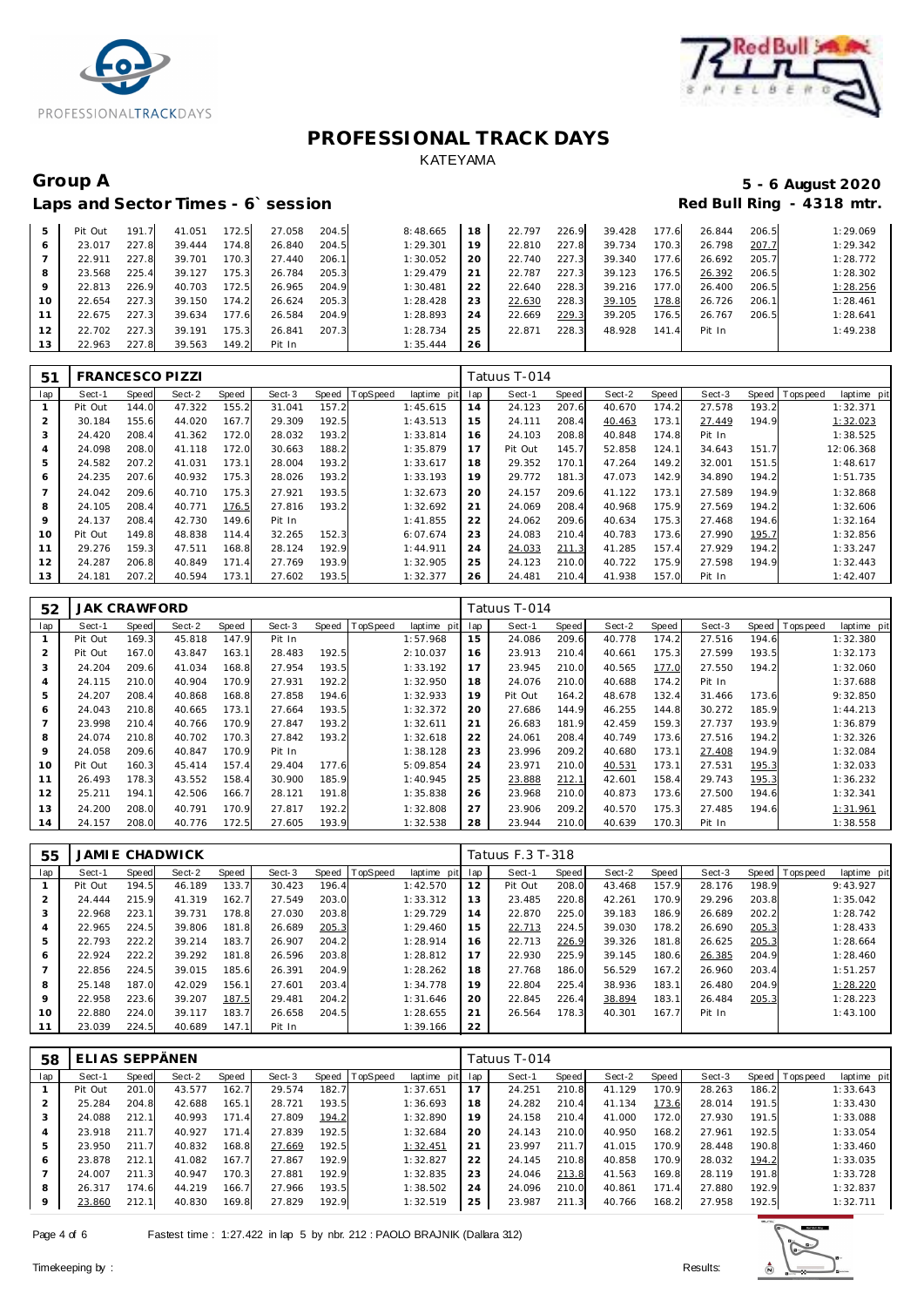# PROFESSIONAL TRACK DAYS

KATEYAMA

## Group A

**5 - 6 August 2020**

## Laps and Sector Times - 6` session

**Red Bull Ring - 4318 mtr.**

| lap | Sect-1 | Speed | Sect-2 | Speed | Sect-3 | Speed | TopSpeed | laptime pit | lap | Sect-1 | Speed | Sect-2 | Speed | Sect-3 | Speed | Topspeed | laptime pit |
|---|---|---|---|---|---|---|---|---|---|---|---|---|---|---|---|---|---|
| 5 | Pit Out | 191.7 | 41.051 | 172.5 | 27.058 | 204.5 | | 8:48.665 | 18 | 22.797 | 226.9 | 39.428 | 177.6 | 26.844 | 206.5 | | 1:29.069 |
| 6 | 23.017 | 227.8 | 39.444 | 174.8 | 26.840 | 204.5 | | 1:29.301 | 19 | 22.810 | 227.8 | 39.734 | 170.3 | 26.798 | 207.7 | | 1:29.342 |
| 7 | 22.911 | 227.8 | 39.701 | 170.3 | 27.440 | 206.1 | | 1:30.052 | 20 | 22.740 | 227.3 | 39.340 | 177.6 | 26.692 | 205.7 | | 1:28.772 |
| 8 | 23.568 | 225.4 | 39.127 | 175.3 | 26.784 | 205.3 | | 1:29.479 | 21 | 22.787 | 227.3 | 39.123 | 176.5 | 26.392 | 206.5 | | 1:28.302 |
| 9 | 22.813 | 226.9 | 40.703 | 172.5 | 26.965 | 204.9 | | 1:30.481 | 22 | 22.640 | 228.3 | 39.216 | 177.0 | 26.400 | 206.5 | | 1:28.256 |
| 10 | 22.654 | 227.3 | 39.150 | 174.2 | 26.624 | 205.3 | | 1:28.428 | 23 | 22.630 | 228.3 | 39.105 | 178.8 | 26.726 | 206.1 | | 1:28.461 |
| 11 | 22.675 | 227.3 | 39.634 | 177.6 | 26.584 | 204.9 | | 1:28.893 | 24 | 22.669 | 229.3 | 39.205 | 176.5 | 26.767 | 206.5 | | 1:28.641 |
| 12 | 22.702 | 227.3 | 39.191 | 175.3 | 26.841 | 207.3 | | 1:28.734 | 25 | 22.871 | 228.3 | 48.928 | 141.4 | Pit In | | | 1:49.238 |
| 13 | 22.963 | 227.8 | 39.563 | 149.2 | Pit In | | | 1:35.444 | 26 | | | | | | | | |

| 51 | FRANCESCO PIZZI | | | | | | | | | Tatuus T-014 | | | | | | | |
|---|---|---|---|---|---|---|---|---|---|---|---|---|---|---|---|---|---|
| lap | Sect-1 | Speed | Sect-2 | Speed | Sect-3 | Speed | TopSpeed | laptime pit | lap | Sect-1 | Speed | Sect-2 | Speed | Sect-3 | Speed | Topspeed | laptime pit |
| 1 | Pit Out | 144.0 | 47.322 | 155.2 | 31.041 | 157.2 | | 1:45.615 | 14 | 24.123 | 207.6 | 40.670 | 174.2 | 27.578 | 193.2 | | 1:32.371 |
| 2 | 30.184 | 155.6 | 44.020 | 167.7 | 29.309 | 192.5 | | 1:43.513 | 15 | 24.111 | 208.4 | 40.463 | 173.1 | 27.449 | 194.9 | | 1:32.023 |
| 3 | 24.420 | 208.4 | 41.362 | 172.0 | 28.032 | 193.2 | | 1:33.814 | 16 | 24.103 | 208.8 | 40.848 | 174.8 | Pit In | | | 1:38.525 |
| 4 | 24.098 | 208.0 | 41.118 | 172.0 | 30.663 | 188.2 | | 1:35.879 | 17 | Pit Out | 145.7 | 52.858 | 124.1 | 34.643 | 151.7 | | 12:06.368 |
| 5 | 24.582 | 207.2 | 41.031 | 173.1 | 28.004 | 193.2 | | 1:33.617 | 18 | 29.352 | 170.1 | 47.264 | 149.2 | 32.001 | 151.5 | | 1:48.617 |
| 6 | 24.235 | 207.6 | 40.932 | 175.3 | 28.026 | 193.2 | | 1:33.193 | 19 | 29.772 | 181.3 | 47.073 | 142.9 | 34.890 | 194.2 | | 1:51.735 |
| 7 | 24.042 | 209.6 | 40.710 | 175.3 | 27.921 | 193.5 | | 1:32.673 | 20 | 24.157 | 209.6 | 41.122 | 173.1 | 27.589 | 194.9 | | 1:32.868 |
| 8 | 24.105 | 208.4 | 40.771 | 176.5 | 27.816 | 193.2 | | 1:32.692 | 21 | 24.069 | 208.4 | 40.968 | 175.9 | 27.569 | 194.2 | | 1:32.606 |
| 9 | 24.137 | 208.4 | 42.730 | 149.6 | Pit In | | | 1:41.855 | 22 | 24.062 | 209.6 | 40.634 | 175.3 | 27.468 | 194.6 | | 1:32.164 |
| 10 | Pit Out | 149.8 | 48.838 | 114.4 | 32.265 | 152.3 | | 6:07.674 | 23 | 24.083 | 210.4 | 40.783 | 173.6 | 27.990 | 195.7 | | 1:32.856 |
| 11 | 29.276 | 159.3 | 47.511 | 168.8 | 28.124 | 192.9 | | 1:44.911 | 24 | 24.033 | 211.3 | 41.285 | 157.4 | 27.929 | 194.2 | | 1:33.247 |
| 12 | 24.287 | 206.8 | 40.849 | 171.4 | 27.769 | 193.9 | | 1:32.905 | 25 | 24.123 | 210.0 | 40.722 | 175.9 | 27.598 | 194.9 | | 1:32.443 |
| 13 | 24.181 | 207.2 | 40.594 | 173.1 | 27.602 | 193.5 | | 1:32.377 | 26 | 24.481 | 210.4 | 41.938 | 157.0 | Pit In | | | 1:42.407 |

| 52 | JAK CRAWFORD | | | | | | | | | Tatuus T-014 | | | | | | | |
|---|---|---|---|---|---|---|---|---|---|---|---|---|---|---|---|---|---|
| lap | Sect-1 | Speed | Sect-2 | Speed | Sect-3 | Speed | TopSpeed | laptime pit | lap | Sect-1 | Speed | Sect-2 | Speed | Sect-3 | Speed | Topspeed | laptime pit |
| 1 | Pit Out | 169.3 | 45.818 | 147.9 | Pit In | | | 1:57.968 | 15 | 24.086 | 209.6 | 40.778 | 174.2 | 27.516 | 194.6 | | 1:32.380 |
| 2 | Pit Out | 167.0 | 43.847 | 163.1 | 28.483 | 192.5 | | 2:10.037 | 16 | 23.913 | 210.4 | 40.661 | 175.3 | 27.599 | 193.5 | | 1:32.173 |
| 3 | 24.204 | 209.6 | 41.034 | 168.8 | 27.954 | 193.5 | | 1:33.192 | 17 | 23.945 | 210.0 | 40.565 | 177.0 | 27.550 | 194.2 | | 1:32.060 |
| 4 | 24.115 | 210.0 | 40.904 | 170.9 | 27.931 | 192.2 | | 1:32.950 | 18 | 24.076 | 210.0 | 40.688 | 174.2 | Pit In | | | 1:37.688 |
| 5 | 24.207 | 208.4 | 40.868 | 168.8 | 27.858 | 194.6 | | 1:32.933 | 19 | Pit Out | 164.2 | 48.678 | 132.4 | 31.466 | 173.6 | | 9:32.850 |
| 6 | 24.043 | 210.8 | 40.665 | 173.1 | 27.664 | 193.5 | | 1:32.372 | 20 | 27.686 | 144.9 | 46.255 | 144.8 | 30.272 | 185.9 | | 1:44.213 |
| 7 | 23.998 | 210.4 | 40.766 | 170.9 | 27.847 | 193.2 | | 1:32.611 | 21 | 26.683 | 181.9 | 42.459 | 159.3 | 27.737 | 193.9 | | 1:36.879 |
| 8 | 24.074 | 210.8 | 40.702 | 170.3 | 27.842 | 193.2 | | 1:32.618 | 22 | 24.061 | 208.4 | 40.749 | 173.6 | 27.516 | 194.2 | | 1:32.326 |
| 9 | 24.058 | 209.6 | 40.847 | 170.9 | Pit In | | | 1:38.128 | 23 | 23.996 | 209.2 | 40.680 | 173.1 | 27.408 | 194.9 | | 1:32.084 |
| 10 | Pit Out | 160.3 | 45.414 | 157.4 | 29.404 | 177.6 | | 5:09.854 | 24 | 23.971 | 210.0 | 40.531 | 173.1 | 27.531 | 195.3 | | 1:32.033 |
| 11 | 26.493 | 178.3 | 43.552 | 158.4 | 30.900 | 185.9 | | 1:40.945 | 25 | 23.888 | 212.1 | 42.601 | 158.4 | 29.743 | 195.3 | | 1:36.232 |
| 12 | 25.211 | 194.1 | 42.506 | 166.7 | 28.121 | 191.8 | | 1:35.838 | 26 | 23.968 | 210.0 | 40.873 | 173.6 | 27.500 | 194.6 | | 1:32.341 |
| 13 | 24.200 | 208.0 | 40.791 | 170.9 | 27.817 | 192.2 | | 1:32.808 | 27 | 23.906 | 209.2 | 40.570 | 175.3 | 27.485 | 194.6 | | 1:31.961 |
| 14 | 24.157 | 208.0 | 40.776 | 172.5 | 27.605 | 193.9 | | 1:32.538 | 28 | 23.944 | 210.0 | 40.639 | 170.3 | Pit In | | | 1:38.558 |

| 55 | JAMIE CHADWICK | | | | | | | | | Tatuus F.3 T-318 | | | | | | | |
|---|---|---|---|---|---|---|---|---|---|---|---|---|---|---|---|---|---|
| lap | Sect-1 | Speed | Sect-2 | Speed | Sect-3 | Speed | TopSpeed | laptime pit | lap | Sect-1 | Speed | Sect-2 | Speed | Sect-3 | Speed | Topspeed | laptime pit |
| 1 | Pit Out | 194.5 | 46.189 | 133.7 | 30.423 | 196.4 | | 1:42.570 | 12 | Pit Out | 208.0 | 43.468 | 157.9 | 28.176 | 198.9 | | 9:43.927 |
| 2 | 24.444 | 215.9 | 41.319 | 162.7 | 27.549 | 203.0 | | 1:33.312 | 13 | 23.485 | 220.8 | 42.261 | 170.9 | 29.296 | 203.8 | | 1:35.042 |
| 3 | 22.968 | 223.1 | 39.731 | 178.8 | 27.030 | 203.8 | | 1:29.729 | 14 | 22.870 | 225.0 | 39.183 | 186.9 | 26.689 | 202.2 | | 1:28.742 |
| 4 | 22.965 | 224.5 | 39.806 | 181.8 | 26.689 | 205.3 | | 1:29.460 | 15 | 22.713 | 224.5 | 39.030 | 178.2 | 26.690 | 205.3 | | 1:28.433 |
| 5 | 22.793 | 222.2 | 39.214 | 183.7 | 26.907 | 204.2 | | 1:28.914 | 16 | 22.713 | 226.9 | 39.326 | 181.8 | 26.625 | 205.3 | | 1:28.664 |
| 6 | 22.924 | 222.2 | 39.292 | 181.8 | 26.596 | 203.8 | | 1:28.812 | 17 | 22.930 | 225.9 | 39.145 | 180.6 | 26.385 | 204.9 | | 1:28.460 |
| 7 | 22.856 | 224.5 | 39.015 | 185.6 | 26.391 | 204.9 | | 1:28.262 | 18 | 27.768 | 186.0 | 56.529 | 167.2 | 26.960 | 203.4 | | 1:51.257 |
| 8 | 25.148 | 187.0 | 42.029 | 156.1 | 27.601 | 203.4 | | 1:34.778 | 19 | 22.804 | 225.4 | 38.936 | 183.1 | 26.480 | 204.9 | | 1:28.220 |
| 9 | 22.958 | 223.6 | 39.207 | 187.5 | 29.481 | 204.2 | | 1:31.646 | 20 | 22.845 | 226.4 | 38.894 | 183.1 | 26.484 | 205.3 | | 1:28.223 |
| 10 | 22.880 | 224.0 | 39.117 | 183.7 | 26.658 | 204.5 | | 1:28.655 | 21 | 26.564 | 178.3 | 40.301 | 167.7 | Pit In | | | 1:43.100 |
| 11 | 23.039 | 224.5 | 40.689 | 147.1 | Pit In | | | 1:39.166 | 22 | | | | | | | | |

| 58 | ELIAS SEPPÄNEN | | | | | | | | | Tatuus T-014 | | | | | | | |
|---|---|---|---|---|---|---|---|---|---|---|---|---|---|---|---|---|---|
| lap | Sect-1 | Speed | Sect-2 | Speed | Sect-3 | Speed | TopSpeed | laptime pit | lap | Sect-1 | Speed | Sect-2 | Speed | Sect-3 | Speed | Topspeed | laptime pit |
| 1 | Pit Out | 201.0 | 43.577 | 162.7 | 29.574 | 182.7 | | 1:37.651 | 17 | 24.251 | 210.8 | 41.129 | 170.9 | 28.263 | 186.2 | | 1:33.643 |
| 2 | 25.284 | 204.8 | 42.688 | 165.1 | 28.721 | 193.5 | | 1:36.693 | 18 | 24.282 | 210.4 | 41.134 | 173.6 | 28.014 | 191.5 | | 1:33.430 |
| 3 | 24.088 | 212.1 | 40.993 | 171.4 | 27.809 | 194.2 | | 1:32.890 | 19 | 24.158 | 210.4 | 41.000 | 172.0 | 27.930 | 191.5 | | 1:33.088 |
| 4 | 23.918 | 211.7 | 40.927 | 171.4 | 27.839 | 192.5 | | 1:32.684 | 20 | 24.143 | 210.0 | 40.950 | 168.2 | 27.961 | 192.5 | | 1:33.054 |
| 5 | 23.950 | 211.7 | 40.832 | 168.8 | 27.669 | 192.5 | | 1:32.451 | 21 | 23.997 | 211.7 | 41.015 | 170.9 | 28.448 | 190.8 | | 1:33.460 |
| 6 | 23.878 | 212.1 | 41.082 | 167.7 | 27.867 | 192.9 | | 1:32.827 | 22 | 24.145 | 210.8 | 40.858 | 170.9 | 28.032 | 194.2 | | 1:33.035 |
| 7 | 24.007 | 211.3 | 40.947 | 170.3 | 27.881 | 192.9 | | 1:32.835 | 23 | 24.046 | 213.8 | 41.563 | 169.8 | 28.119 | 191.8 | | 1:33.728 |
| 8 | 26.317 | 174.6 | 44.219 | 166.7 | 27.966 | 193.5 | | 1:38.502 | 24 | 24.096 | 210.0 | 40.861 | 171.4 | 27.880 | 192.9 | | 1:32.837 |
| 9 | 23.860 | 212.1 | 40.830 | 169.8 | 27.829 | 192.9 | | 1:32.519 | 25 | 23.987 | 211.3 | 40.766 | 168.2 | 27.958 | 192.5 | | 1:32.711 |

Fastest time : 1:27.422 in lap 5 by nbr. 212 : PAOLO BRAJNIK (Dallara 312)

Timekeeping by : Results: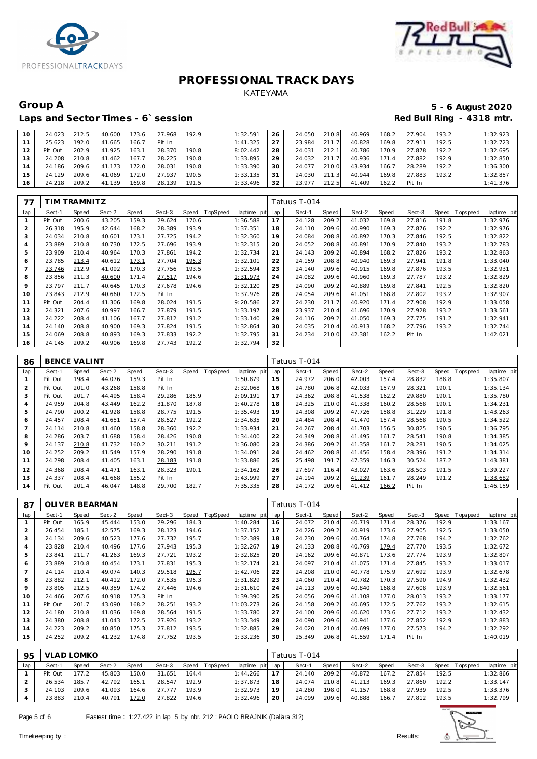# PROFESSIONAL TRACK DAYS

KATEYAMA

## Group A

**5 - 6 August 2020**

### Laps and Sector Times - 6` session

**Red Bull Ring - 4318 mtr.**

| lap | Sect-1 | Speed | Sect-2 | Speed | Sect-3 | Speed | TopSpeed | laptime pit | lap | Sect-1 | Speed | Sect-2 | Speed | Sect-3 | Speed | Topspeed | laptime pit |
|---|---|---|---|---|---|---|---|---|---|---|---|---|---|---|---|---|---|
| 10 | 24.023 | 212.5 | 40.600 | 173.6 | 27.968 | 192.9 | | 1:32.591 | 26 | 24.050 | 210.8 | 40.969 | 168.2 | 27.904 | 193.2 | | 1:32.923 |
| 11 | 25.623 | 192.0 | 41.665 | 166.7 | Pit In | | | 1:41.325 | 27 | 23.984 | 211.7 | 40.828 | 169.8 | 27.911 | 192.5 | | 1:32.723 |
| 12 | Pit Out | 202.9 | 41.925 | 163.1 | 28.370 | 190.8 | | 8:02.442 | 28 | 24.031 | 212.1 | 40.786 | 170.9 | 27.878 | 192.2 | | 1:32.695 |
| 13 | 24.208 | 210.8 | 41.462 | 167.7 | 28.225 | 190.8 | | 1:33.895 | 29 | 24.032 | 211.7 | 40.936 | 171.4 | 27.882 | 192.9 | | 1:32.850 |
| 14 | 24.186 | 209.6 | 41.173 | 172.0 | 28.031 | 190.8 | | 1:33.390 | 30 | 24.077 | 210.0 | 43.934 | 166.7 | 28.289 | 192.2 | | 1:36.300 |
| 15 | 24.129 | 209.6 | 41.069 | 172.0 | 27.937 | 190.5 | | 1:33.135 | 31 | 24.030 | 211.3 | 40.944 | 169.8 | 27.883 | 193.2 | | 1:32.857 |
| 16 | 24.218 | 209.2 | 41.139 | 169.8 | 28.139 | 191.5 | | 1:33.496 | 32 | 23.977 | 212.5 | 41.409 | 162.2 | Pit In | | | 1:41.376 |

**77 TIM TRAMNITZ** — Tatuus T-014

| lap | Sect-1 | Speed | Sect-2 | Speed | Sect-3 | Speed | TopSpeed | laptime pit | lap | Sect-1 | Speed | Sect-2 | Speed | Sect-3 | Speed | Topspeed | laptime pit |
|---|---|---|---|---|---|---|---|---|---|---|---|---|---|---|---|---|---|
| 1 | Pit Out | 200.6 | 43.205 | 159.3 | 29.624 | 170.6 | | 1:36.588 | 17 | 24.128 | 209.2 | 41.032 | 169.8 | 27.816 | 191.8 | | 1:32.976 |
| 2 | 26.318 | 195.9 | 42.644 | 168.2 | 28.389 | 193.9 | | 1:37.351 | 18 | 24.110 | 209.6 | 40.990 | 169.3 | 27.876 | 192.2 | | 1:32.976 |
| 3 | 24.034 | 210.8 | 40.601 | 173.1 | 27.725 | 194.2 | | 1:32.360 | 19 | 24.084 | 208.8 | 40.892 | 170.3 | 27.846 | 192.5 | | 1:32.822 |
| 4 | 23.889 | 210.8 | 40.730 | 172.5 | 27.696 | 193.9 | | 1:32.315 | 20 | 24.052 | 208.8 | 40.891 | 170.9 | 27.840 | 193.2 | | 1:32.783 |
| 5 | 23.909 | 210.4 | 40.964 | 170.3 | 27.861 | 194.2 | | 1:32.734 | 21 | 24.143 | 209.2 | 40.894 | 168.2 | 27.826 | 193.2 | | 1:32.863 |
| 6 | 23.785 | 213.4 | 40.612 | 173.1 | 27.704 | 195.3 | | 1:32.101 | 22 | 24.159 | 208.8 | 40.940 | 169.3 | 27.941 | 191.8 | | 1:33.040 |
| 7 | 23.746 | 212.9 | 41.092 | 170.3 | 27.756 | 193.5 | | 1:32.594 | 23 | 24.140 | 209.6 | 40.915 | 169.8 | 27.876 | 193.5 | | 1:32.931 |
| 8 | 23.856 | 211.3 | 40.600 | 171.4 | 27.517 | 194.6 | | 1:31.973 | 24 | 24.082 | 209.6 | 40.960 | 169.3 | 27.787 | 193.2 | | 1:32.829 |
| 9 | 23.797 | 211.7 | 40.645 | 170.3 | 27.678 | 194.6 | | 1:32.120 | 25 | 24.090 | 209.2 | 40.889 | 169.8 | 27.841 | 192.5 | | 1:32.820 |
| 10 | 23.843 | 212.9 | 40.660 | 172.5 | Pit In | | | 1:37.976 | 26 | 24.054 | 209.6 | 41.051 | 168.8 | 27.802 | 193.2 | | 1:32.907 |
| 11 | Pit Out | 204.4 | 41.306 | 169.8 | 28.024 | 191.5 | | 9:20.586 | 27 | 24.230 | 211.7 | 40.920 | 171.4 | 27.908 | 192.9 | | 1:33.058 |
| 12 | 24.321 | 207.6 | 40.997 | 166.7 | 27.879 | 191.5 | | 1:33.197 | 28 | 23.937 | 210.4 | 41.696 | 170.9 | 27.928 | 193.2 | | 1:33.561 |
| 13 | 24.222 | 208.4 | 41.106 | 167.7 | 27.812 | 191.2 | | 1:33.140 | 29 | 24.116 | 209.2 | 41.050 | 169.3 | 27.775 | 191.2 | | 1:32.941 |
| 14 | 24.140 | 208.8 | 40.900 | 169.3 | 27.824 | 191.5 | | 1:32.864 | 30 | 24.035 | 210.4 | 40.913 | 168.2 | 27.796 | 193.2 | | 1:32.744 |
| 15 | 24.069 | 208.8 | 40.893 | 169.3 | 27.833 | 192.2 | | 1:32.795 | 31 | 24.234 | 210.0 | 42.381 | 162.2 | Pit In | | | 1:42.021 |
| 16 | 24.145 | 209.2 | 40.906 | 169.8 | 27.743 | 192.2 | | 1:32.794 | 32 | | | | | | | | |

**86 BENCE VALINT** — Tatuus T-014

| lap | Sect-1 | Speed | Sect-2 | Speed | Sect-3 | Speed | TopSpeed | laptime pit | lap | Sect-1 | Speed | Sect-2 | Speed | Sect-3 | Speed | Topspeed | laptime pit |
|---|---|---|---|---|---|---|---|---|---|---|---|---|---|---|---|---|---|
| 1 | Pit Out | 198.4 | 44.076 | 159.3 | Pit In | | | 1:50.879 | 15 | 24.972 | 206.0 | 42.003 | 157.4 | 28.832 | 188.8 | | 1:35.807 |
| 2 | Pit Out | 201.0 | 43.268 | 158.8 | Pit In | | | 2:32.068 | 16 | 24.780 | 206.8 | 42.033 | 157.9 | 28.321 | 190.1 | | 1:35.134 |
| 3 | Pit Out | 201.7 | 44.495 | 158.4 | 29.286 | 185.9 | | 2:09.191 | 17 | 24.362 | 208.8 | 41.538 | 162.2 | 29.880 | 190.1 | | 1:35.780 |
| 4 | 24.959 | 204.8 | 43.449 | 162.2 | 31.870 | 187.8 | | 1:40.278 | 18 | 24.325 | 210.0 | 41.338 | 160.2 | 28.568 | 190.1 | | 1:34.231 |
| 5 | 24.790 | 200.2 | 41.928 | 158.8 | 28.775 | 191.5 | | 1:35.493 | 19 | 24.308 | 209.2 | 47.726 | 158.8 | 31.229 | 191.8 | | 1:43.263 |
| 6 | 24.457 | 208.4 | 41.651 | 157.4 | 28.527 | 192.2 | | 1:34.635 | 20 | 24.484 | 208.4 | 41.470 | 157.4 | 28.568 | 190.5 | | 1:34.522 |
| 7 | 24.114 | 210.8 | 41.460 | 158.8 | 28.360 | 192.2 | | 1:33.934 | 21 | 24.267 | 208.4 | 41.703 | 156.5 | 30.825 | 190.5 | | 1:36.795 |
| 8 | 24.286 | 203.7 | 41.688 | 158.4 | 28.426 | 190.8 | | 1:34.400 | 22 | 24.349 | 208.8 | 41.495 | 161.7 | 28.541 | 190.8 | | 1:34.385 |
| 9 | 24.137 | 210.8 | 41.732 | 160.2 | 30.211 | 191.2 | | 1:36.080 | 23 | 24.386 | 209.2 | 41.358 | 161.7 | 28.281 | 190.5 | | 1:34.025 |
| 10 | 24.252 | 209.2 | 41.549 | 157.9 | 28.290 | 191.8 | | 1:34.091 | 24 | 24.462 | 208.8 | 41.456 | 158.4 | 28.396 | 191.2 | | 1:34.314 |
| 11 | 24.298 | 208.4 | 41.405 | 163.1 | 28.183 | 191.8 | | 1:33.886 | 25 | 25.498 | 191.7 | 47.359 | 146.3 | 30.524 | 187.2 | | 1:43.381 |
| 12 | 24.368 | 208.4 | 41.471 | 163.1 | 28.323 | 190.1 | | 1:34.162 | 26 | 27.697 | 116.4 | 43.027 | 163.6 | 28.503 | 191.5 | | 1:39.227 |
| 13 | 24.337 | 208.4 | 41.668 | 155.2 | Pit In | | | 1:43.999 | 27 | 24.194 | 209.2 | 41.239 | 161.7 | 28.249 | 191.2 | | 1:33.682 |
| 14 | Pit Out | 201.4 | 46.047 | 148.8 | 29.700 | 182.7 | | 7:35.335 | 28 | 24.172 | 209.6 | 41.412 | 166.2 | Pit In | | | 1:46.159 |

**87 OLIVER BEARMAN** — Tatuus T-014

| lap | Sect-1 | Speed | Sect-2 | Speed | Sect-3 | Speed | TopSpeed | laptime pit | lap | Sect-1 | Speed | Sect-2 | Speed | Sect-3 | Speed | Topspeed | laptime pit |
|---|---|---|---|---|---|---|---|---|---|---|---|---|---|---|---|---|---|
| 1 | Pit Out | 165.9 | 45.444 | 153.0 | 29.296 | 184.3 | | 1:40.284 | 16 | 24.072 | 210.4 | 40.719 | 171.4 | 28.376 | 192.9 | | 1:33.167 |
| 2 | 26.454 | 185.1 | 42.575 | 169.3 | 28.123 | 194.6 | | 1:37.152 | 17 | 24.226 | 209.2 | 40.919 | 173.6 | 27.905 | 192.5 | | 1:33.050 |
| 3 | 24.134 | 209.6 | 40.523 | 177.6 | 27.732 | 195.7 | | 1:32.389 | 18 | 24.230 | 209.6 | 40.764 | 174.8 | 27.768 | 194.2 | | 1:32.762 |
| 4 | 23.828 | 210.4 | 40.496 | 177.6 | 27.943 | 195.3 | | 1:32.267 | 19 | 24.133 | 208.8 | 40.769 | 179.4 | 27.770 | 193.5 | | 1:32.672 |
| 5 | 23.841 | 211.7 | 41.263 | 169.3 | 27.721 | 193.2 | | 1:32.825 | 20 | 24.162 | 209.6 | 40.871 | 173.6 | 27.774 | 193.9 | | 1:32.807 |
| 6 | 23.889 | 210.8 | 40.454 | 173.1 | 27.831 | 195.3 | | 1:32.174 | 21 | 24.097 | 210.4 | 41.075 | 171.4 | 27.845 | 193.2 | | 1:33.017 |
| 7 | 24.114 | 210.4 | 49.074 | 140.3 | 29.518 | 195.7 | | 1:42.706 | 22 | 24.208 | 210.0 | 40.778 | 175.9 | 27.692 | 193.9 | | 1:32.678 |
| 8 | 23.882 | 212.1 | 40.412 | 172.0 | 27.535 | 195.3 | | 1:31.829 | 23 | 24.060 | 210.4 | 40.782 | 170.3 | 27.590 | 194.9 | | 1:32.432 |
| 9 | 23.805 | 212.5 | 40.359 | 174.2 | 27.446 | 194.6 | | 1:31.610 | 24 | 24.113 | 209.6 | 40.840 | 168.8 | 27.608 | 193.9 | | 1:32.561 |
| 10 | 24.466 | 207.6 | 40.918 | 175.3 | Pit In | | | 1:39.390 | 25 | 24.056 | 209.6 | 41.108 | 177.0 | 28.013 | 193.2 | | 1:33.177 |
| 11 | Pit Out | 201.7 | 43.090 | 168.2 | 28.251 | 193.2 | | 11:03.273 | 26 | 24.158 | 209.2 | 40.695 | 172.5 | 27.762 | 193.2 | | 1:32.615 |
| 12 | 24.180 | 210.8 | 41.036 | 169.8 | 28.564 | 191.5 | | 1:33.780 | 27 | 24.100 | 209.6 | 40.620 | 173.6 | 27.712 | 193.2 | | 1:32.432 |
| 13 | 24.380 | 208.8 | 41.043 | 172.5 | 27.926 | 193.2 | | 1:33.349 | 28 | 24.090 | 209.6 | 40.941 | 177.6 | 27.852 | 192.9 | | 1:32.883 |
| 14 | 24.223 | 209.2 | 40.850 | 175.3 | 27.812 | 193.5 | | 1:32.885 | 29 | 24.020 | 210.4 | 40.699 | 177.0 | 27.573 | 194.2 | | 1:32.292 |
| 15 | 24.252 | 209.2 | 41.232 | 174.8 | 27.752 | 193.5 | | 1:33.236 | 30 | 25.349 | 206.8 | 41.559 | 171.4 | Pit In | | | 1:40.019 |

**95 VLAD LOMKO** — Tatuus T-014

| lap | Sect-1 | Speed | Sect-2 | Speed | Sect-3 | Speed | TopSpeed | laptime pit | lap | Sect-1 | Speed | Sect-2 | Speed | Sect-3 | Speed | Topspeed | laptime pit |
|---|---|---|---|---|---|---|---|---|---|---|---|---|---|---|---|---|---|
| 1 | Pit Out | 177.2 | 45.803 | 150.0 | 31.651 | 164.4 | | 1:44.266 | 17 | 24.140 | 209.2 | 40.872 | 167.2 | 27.854 | 192.5 | | 1:32.866 |
| 2 | 26.534 | 185.7 | 42.792 | 165.1 | 28.547 | 192.9 | | 1:37.873 | 18 | 24.074 | 210.8 | 41.213 | 169.3 | 27.860 | 192.2 | | 1:33.147 |
| 3 | 24.103 | 209.6 | 41.093 | 164.6 | 27.777 | 193.9 | | 1:32.973 | 19 | 24.280 | 198.0 | 41.157 | 168.8 | 27.939 | 192.5 | | 1:33.376 |
| 4 | 23.883 | 210.4 | 40.791 | 172.0 | 27.822 | 194.6 | | 1:32.496 | 20 | 24.099 | 209.6 | 40.888 | 166.7 | 27.812 | 193.5 | | 1:32.799 |

Fastest time : 1:27.422 in lap 5 by nbr. 212 : PAOLO BRAJNIK (Dallara 312)

Timekeeping by : Results: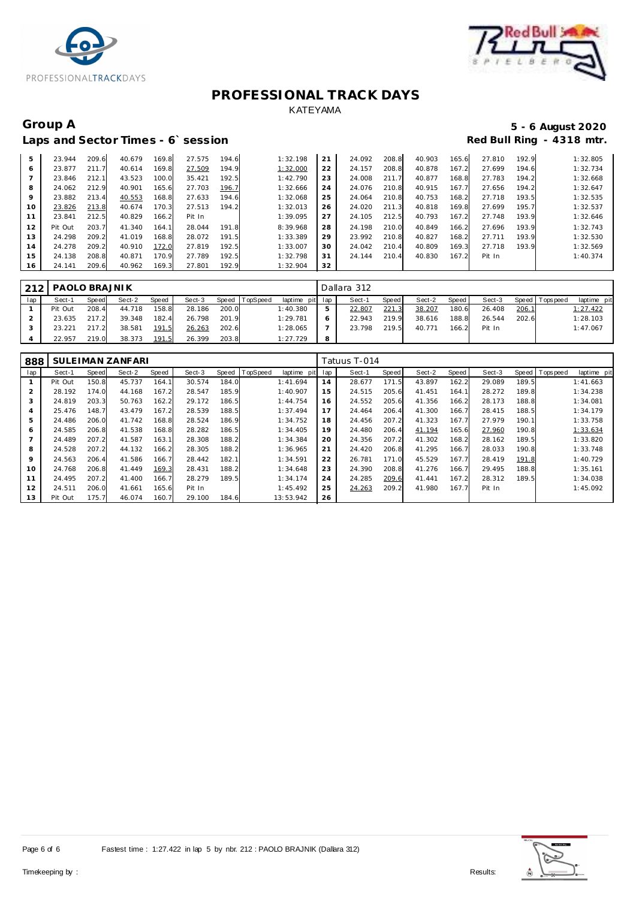# PROFESSIONAL TRACK DAYS

KATEYAMA

## Group A

**5 - 6 August 2020**

## Laps and Sector Times - 6` session

**Red Bull Ring - 4318 mtr.**

| lap | Sect-1 | Speed | Sect-2 | Speed | Sect-3 | Speed | TopSpeed | laptime pit | lap | Sect-1 | Speed | Sect-2 | Speed | Sect-3 | Speed | Topspeed | laptime pit |
|---|---|---|---|---|---|---|---|---|---|---|---|---|---|---|---|---|---|
| 5 | 23.944 | 209.6 | 40.679 | 169.8 | 27.575 | 194.6 | | 1:32.198 | 21 | 24.092 | 208.8 | 40.903 | 165.6 | 27.810 | 192.9 | | 1:32.805 |
| 6 | 23.877 | 211.7 | 40.614 | 169.8 | 27.509 | 194.9 | | 1:32.000 | 22 | 24.157 | 208.8 | 40.878 | 167.2 | 27.699 | 194.6 | | 1:32.734 |
| 7 | 23.846 | 212.1 | 43.523 | 100.0 | 35.421 | 192.5 | | 1:42.790 | 23 | 24.008 | 211.7 | 40.877 | 168.8 | 27.783 | 194.2 | | 1:32.668 |
| 8 | 24.062 | 212.9 | 40.901 | 165.6 | 27.703 | 196.7 | | 1:32.666 | 24 | 24.076 | 210.8 | 40.915 | 167.7 | 27.656 | 194.2 | | 1:32.647 |
| 9 | 23.882 | 213.4 | 40.553 | 168.8 | 27.633 | 194.6 | | 1:32.068 | 25 | 24.064 | 210.8 | 40.753 | 168.2 | 27.718 | 193.5 | | 1:32.535 |
| 10 | 23.826 | 213.8 | 40.674 | 170.3 | 27.513 | 194.2 | | 1:32.013 | 26 | 24.020 | 211.3 | 40.818 | 169.8 | 27.699 | 195.7 | | 1:32.537 |
| 11 | 23.841 | 212.5 | 40.829 | 166.2 | Pit In | | | 1:39.095 | 27 | 24.105 | 212.5 | 40.793 | 167.2 | 27.748 | 193.9 | | 1:32.646 |
| 12 | Pit Out | 203.7 | 41.340 | 164.1 | 28.044 | 191.8 | | 8:39.968 | 28 | 24.198 | 210.0 | 40.849 | 166.2 | 27.696 | 193.9 | | 1:32.743 |
| 13 | 24.298 | 209.2 | 41.019 | 168.8 | 28.072 | 191.5 | | 1:33.389 | 29 | 23.992 | 210.8 | 40.827 | 168.2 | 27.711 | 193.9 | | 1:32.530 |
| 14 | 24.278 | 209.2 | 40.910 | 172.0 | 27.819 | 192.5 | | 1:33.007 | 30 | 24.042 | 210.4 | 40.809 | 169.3 | 27.718 | 193.9 | | 1:32.569 |
| 15 | 24.138 | 208.8 | 40.871 | 170.9 | 27.789 | 192.5 | | 1:32.798 | 31 | 24.144 | 210.4 | 40.830 | 167.2 | Pit In | | | 1:40.374 |
| 16 | 24.141 | 209.6 | 40.962 | 169.3 | 27.801 | 192.9 | | 1:32.904 | 32 | | | | | | | | |

**212 PAOLO BRAJNIK** — Dallara 312

| lap | Sect-1 | Speed | Sect-2 | Speed | Sect-3 | Speed | TopSpeed | laptime pit | lap | Sect-1 | Speed | Sect-2 | Speed | Sect-3 | Speed | Topspeed | laptime pit |
|---|---|---|---|---|---|---|---|---|---|---|---|---|---|---|---|---|---|
| 1 | Pit Out | 208.4 | 44.718 | 158.8 | 28.186 | 200.0 | | 1:40.380 | 5 | 22.807 | 221.3 | 38.207 | 180.6 | 26.408 | 206.1 | | 1:27.422 |
| 2 | 23.635 | 217.2 | 39.348 | 182.4 | 26.798 | 201.9 | | 1:29.781 | 6 | 22.943 | 219.9 | 38.616 | 188.8 | 26.544 | 202.6 | | 1:28.103 |
| 3 | 23.221 | 217.2 | 38.581 | 191.5 | 26.263 | 202.6 | | 1:28.065 | 7 | 23.798 | 219.5 | 40.771 | 166.2 | Pit In | | | 1:47.067 |
| 4 | 22.957 | 219.0 | 38.373 | 191.5 | 26.399 | 203.8 | | 1:27.729 | 8 | | | | | | | | |

**888 SULEIMAN ZANFARI** — Tatuus T-014

| lap | Sect-1 | Speed | Sect-2 | Speed | Sect-3 | Speed | TopSpeed | laptime pit | lap | Sect-1 | Speed | Sect-2 | Speed | Sect-3 | Speed | Topspeed | laptime pit |
|---|---|---|---|---|---|---|---|---|---|---|---|---|---|---|---|---|---|
| 1 | Pit Out | 150.8 | 45.737 | 164.1 | 30.574 | 184.0 | | 1:41.694 | 14 | 28.677 | 171.5 | 43.897 | 162.2 | 29.089 | 189.5 | | 1:41.663 |
| 2 | 28.192 | 174.0 | 44.168 | 167.2 | 28.547 | 185.9 | | 1:40.907 | 15 | 24.515 | 205.6 | 41.451 | 164.1 | 28.272 | 189.8 | | 1:34.238 |
| 3 | 24.819 | 203.3 | 50.763 | 162.2 | 29.172 | 186.5 | | 1:44.754 | 16 | 24.552 | 205.6 | 41.356 | 166.2 | 28.173 | 188.8 | | 1:34.081 |
| 4 | 25.476 | 148.7 | 43.479 | 167.2 | 28.539 | 188.5 | | 1:37.494 | 17 | 24.464 | 206.4 | 41.300 | 166.7 | 28.415 | 188.5 | | 1:34.179 |
| 5 | 24.486 | 206.0 | 41.742 | 168.8 | 28.524 | 186.9 | | 1:34.752 | 18 | 24.456 | 207.2 | 41.323 | 167.7 | 27.979 | 190.1 | | 1:33.758 |
| 6 | 24.585 | 206.8 | 41.538 | 168.8 | 28.282 | 186.5 | | 1:34.405 | 19 | 24.480 | 206.4 | 41.194 | 165.6 | 27.960 | 190.8 | | 1:33.634 |
| 7 | 24.489 | 207.2 | 41.587 | 163.1 | 28.308 | 188.2 | | 1:34.384 | 20 | 24.356 | 207.2 | 41.302 | 168.2 | 28.162 | 189.5 | | 1:33.820 |
| 8 | 24.528 | 207.2 | 44.132 | 166.2 | 28.305 | 188.2 | | 1:36.965 | 21 | 24.420 | 206.8 | 41.295 | 166.7 | 28.033 | 190.8 | | 1:33.748 |
| 9 | 24.563 | 206.4 | 41.586 | 166.7 | 28.442 | 182.1 | | 1:34.591 | 22 | 26.781 | 171.0 | 45.529 | 167.7 | 28.419 | 191.8 | | 1:40.729 |
| 10 | 24.768 | 206.8 | 41.449 | 169.3 | 28.431 | 188.2 | | 1:34.648 | 23 | 24.390 | 208.8 | 41.276 | 166.7 | 29.495 | 188.8 | | 1:35.161 |
| 11 | 24.495 | 207.2 | 41.400 | 166.7 | 28.279 | 189.5 | | 1:34.174 | 24 | 24.285 | 209.6 | 41.441 | 167.2 | 28.312 | 189.5 | | 1:34.038 |
| 12 | 24.511 | 206.0 | 41.661 | 165.6 | Pit In | | | 1:45.492 | 25 | 24.263 | 209.2 | 41.980 | 167.7 | Pit In | | | 1:45.092 |
| 13 | Pit Out | 175.7 | 46.074 | 160.7 | 29.100 | 184.6 | | 13:53.942 | 26 | | | | | | | | |

Fastest time : 1:27.422 in lap 5 by nbr. 212 : PAOLO BRAJNIK (Dallara 312)

Timekeeping by : Results: